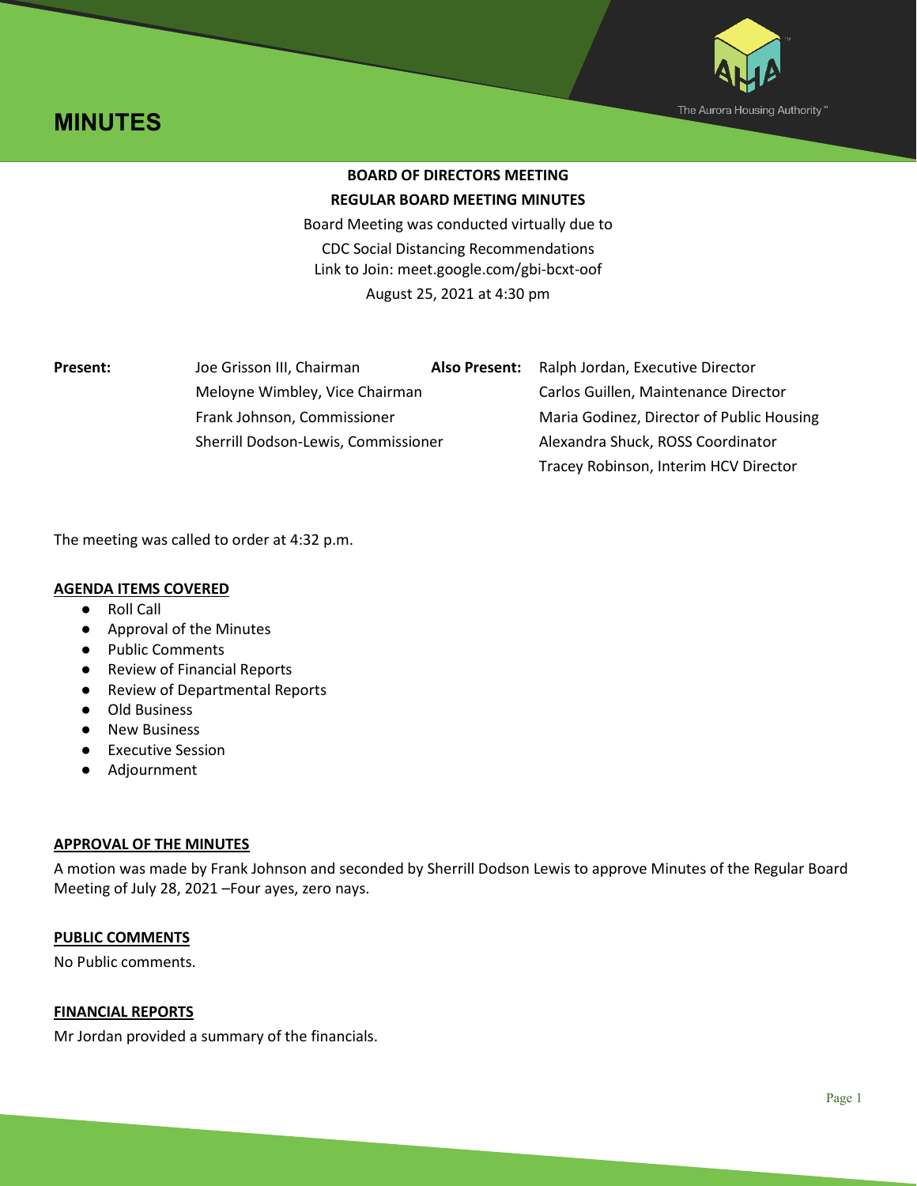# MINUTES

The Aurora Housing Authority™

**BOARD OF DIRECTORS MEETING**

**REGULAR BOARD MEETING MINUTES**

Board Meeting was conducted virtually due to
CDC Social Distancing Recommendations
Link to Join: meet.google.com/gbi-bcxt-oof
August 25, 2021 at 4:30 pm

| | | | |
|---|---|---|---|
| **Present:** | Joe Grisson III, Chairman | **Also Present:** | Ralph Jordan, Executive Director |
| | Meloyne Wimbley, Vice Chairman | | Carlos Guillen, Maintenance Director |
| | Frank Johnson, Commissioner | | Maria Godinez, Director of Public Housing |
| | Sherrill Dodson-Lewis, Commissioner | | Alexandra Shuck, ROSS Coordinator |
| | | | Tracey Robinson, Interim HCV Director |

The meeting was called to order at 4:32 p.m.

**AGENDA ITEMS COVERED**

- Roll Call
- Approval of the Minutes
- Public Comments
- Review of Financial Reports
- Review of Departmental Reports
- Old Business
- New Business
- Executive Session
- Adjournment

**APPROVAL OF THE MINUTES**

A motion was made by Frank Johnson and seconded by Sherrill Dodson Lewis to approve Minutes of the Regular Board Meeting of July 28, 2021 –Four ayes, zero nays.

**PUBLIC COMMENTS**

No Public comments.

**FINANCIAL REPORTS**

Mr Jordan provided a summary of the financials.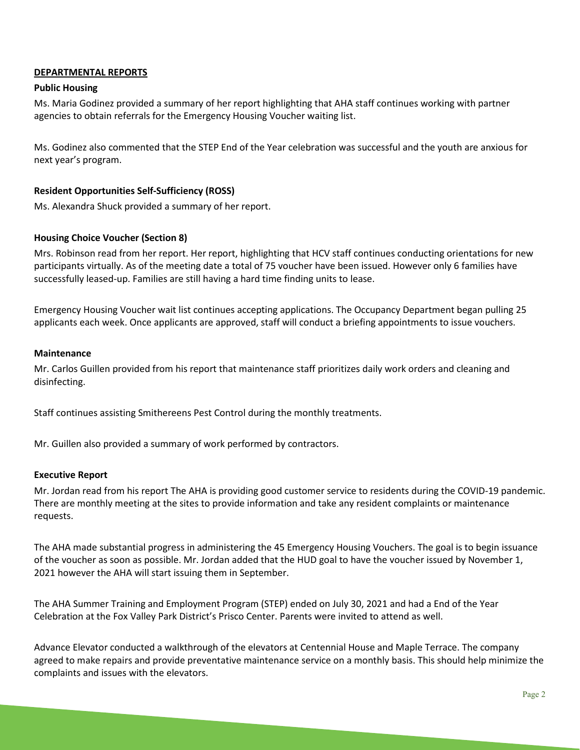## DEPARTMENTAL REPORTS

### Public Housing

Ms. Maria Godinez provided a summary of her report highlighting that AHA staff continues working with partner agencies to obtain referrals for the Emergency Housing Voucher waiting list.

Ms. Godinez also commented that the STEP End of the Year celebration was successful and the youth are anxious for next year's program.

### Resident Opportunities Self-Sufficiency (ROSS)

Ms. Alexandra Shuck provided a summary of her report.

### Housing Choice Voucher (Section 8)

Mrs. Robinson read from her report. Her report, highlighting that HCV staff continues conducting orientations for new participants virtually. As of the meeting date a total of 75 voucher have been issued. However only 6 families have successfully leased-up. Families are still having a hard time finding units to lease.

Emergency Housing Voucher wait list continues accepting applications. The Occupancy Department began pulling 25 applicants each week. Once applicants are approved, staff will conduct a briefing appointments to issue vouchers.

### Maintenance

Mr. Carlos Guillen provided from his report that maintenance staff prioritizes daily work orders and cleaning and disinfecting.

Staff continues assisting Smithereens Pest Control during the monthly treatments.

Mr. Guillen also provided a summary of work performed by contractors.

### Executive Report

Mr. Jordan read from his report The AHA is providing good customer service to residents during the COVID-19 pandemic. There are monthly meeting at the sites to provide information and take any resident complaints or maintenance requests.

The AHA made substantial progress in administering the 45 Emergency Housing Vouchers. The goal is to begin issuance of the voucher as soon as possible. Mr. Jordan added that the HUD goal to have the voucher issued by November 1, 2021 however the AHA will start issuing them in September.

The AHA Summer Training and Employment Program (STEP) ended on July 30, 2021 and had a End of the Year Celebration at the Fox Valley Park District's Prisco Center. Parents were invited to attend as well.

Advance Elevator conducted a walkthrough of the elevators at Centennial House and Maple Terrace. The company agreed to make repairs and provide preventative maintenance service on a monthly basis. This should help minimize the complaints and issues with the elevators.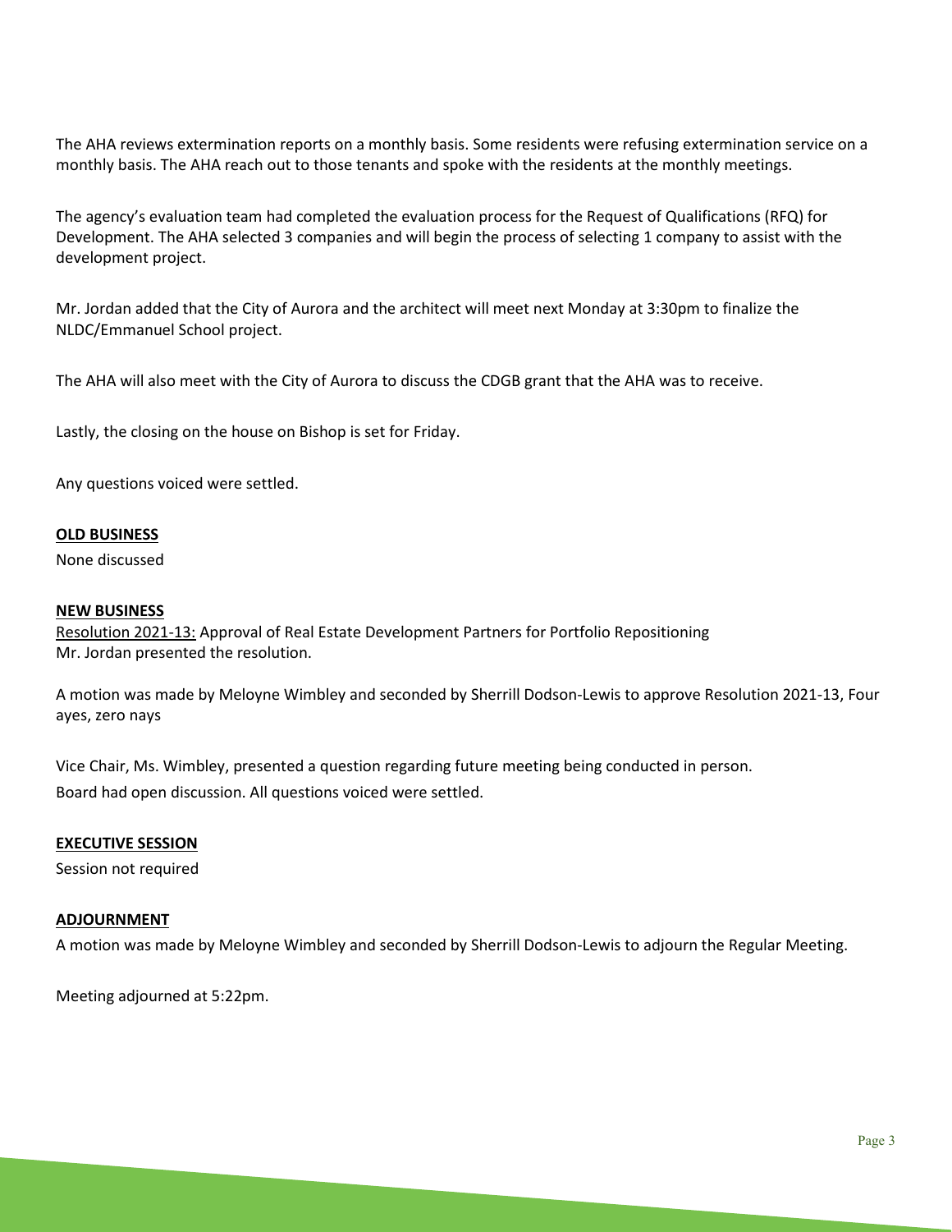The AHA reviews extermination reports on a monthly basis. Some residents were refusing extermination service on a monthly basis. The AHA reach out to those tenants and spoke with the residents at the monthly meetings.

The agency's evaluation team had completed the evaluation process for the Request of Qualifications (RFQ) for Development. The AHA selected 3 companies and will begin the process of selecting 1 company to assist with the development project.

Mr. Jordan added that the City of Aurora and the architect will meet next Monday at 3:30pm to finalize the NLDC/Emmanuel School project.

The AHA will also meet with the City of Aurora to discuss the CDGB grant that the AHA was to receive.

Lastly, the closing on the house on Bishop is set for Friday.

Any questions voiced were settled.

**OLD BUSINESS**

None discussed

**NEW BUSINESS**

Resolution 2021-13: Approval of Real Estate Development Partners for Portfolio Repositioning
Mr. Jordan presented the resolution.

A motion was made by Meloyne Wimbley and seconded by Sherrill Dodson-Lewis to approve Resolution 2021-13, Four ayes, zero nays

Vice Chair, Ms. Wimbley, presented a question regarding future meeting being conducted in person.
Board had open discussion. All questions voiced were settled.

**EXECUTIVE SESSION**

Session not required

**ADJOURNMENT**

A motion was made by Meloyne Wimbley and seconded by Sherrill Dodson-Lewis to adjourn the Regular Meeting.

Meeting adjourned at 5:22pm.